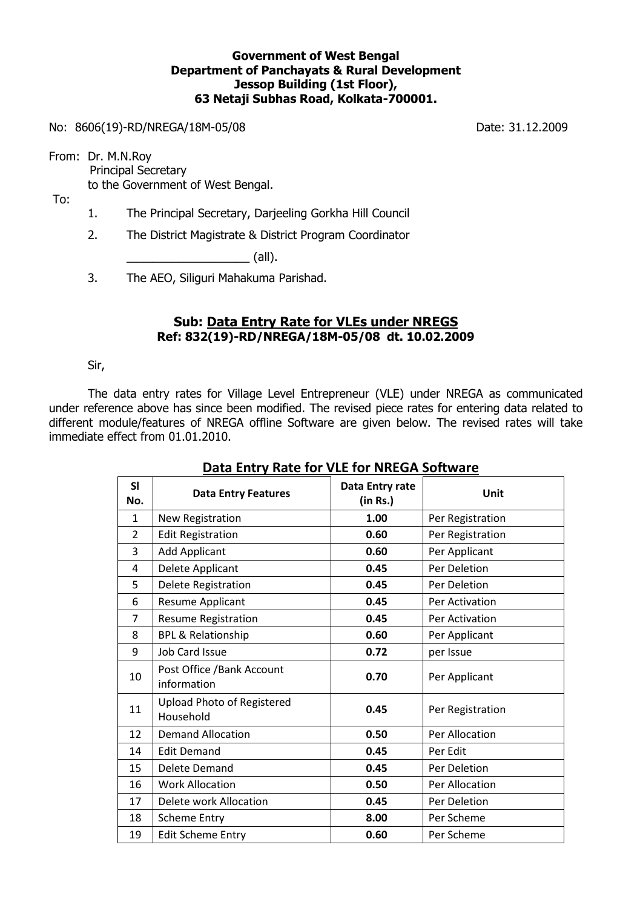**Government of West Bengal**
**Department of Panchayats & Rural Development**
**Jessop Building (1st Floor),**
**63 Netaji Subhas Road, Kolkata-700001.**

No: 8606(19)-RD/NREGA/18M-05/08 Date: 31.12.2009

From: Dr. M.N.Roy
Principal Secretary
to the Government of West Bengal.

To:

1. The Principal Secretary, Darjeeling Gorkha Hill Council
2. The District Magistrate & District Program Coordinator

   __________________ (all).
3. The AEO, Siliguri Mahakuma Parishad.

**Sub: Data Entry Rate for VLEs under NREGS**
**Ref: 832(19)-RD/NREGA/18M-05/08 dt. 10.02.2009**

Sir,

The data entry rates for Village Level Entrepreneur (VLE) under NREGA as communicated under reference above has since been modified. The revised piece rates for entering data related to different module/features of NREGA offline Software are given below. The revised rates will take immediate effect from 01.01.2010.

## Data Entry Rate for VLE for NREGA Software

| Sl No. | Data Entry Features | Data Entry rate (in Rs.) | Unit |
|---|---|---|---|
| 1 | New Registration | **1.00** | Per Registration |
| 2 | Edit Registration | **0.60** | Per Registration |
| 3 | Add Applicant | **0.60** | Per Applicant |
| 4 | Delete Applicant | **0.45** | Per Deletion |
| 5 | Delete Registration | **0.45** | Per Deletion |
| 6 | Resume Applicant | **0.45** | Per Activation |
| 7 | Resume Registration | **0.45** | Per Activation |
| 8 | BPL & Relationship | **0.60** | Per Applicant |
| 9 | Job Card Issue | **0.72** | per Issue |
| 10 | Post Office /Bank Account information | **0.70** | Per Applicant |
| 11 | Upload Photo of Registered Household | **0.45** | Per Registration |
| 12 | Demand Allocation | **0.50** | Per Allocation |
| 14 | Edit Demand | **0.45** | Per Edit |
| 15 | Delete Demand | **0.45** | Per Deletion |
| 16 | Work Allocation | **0.50** | Per Allocation |
| 17 | Delete work Allocation | **0.45** | Per Deletion |
| 18 | Scheme Entry | **8.00** | Per Scheme |
| 19 | Edit Scheme Entry | **0.60** | Per Scheme |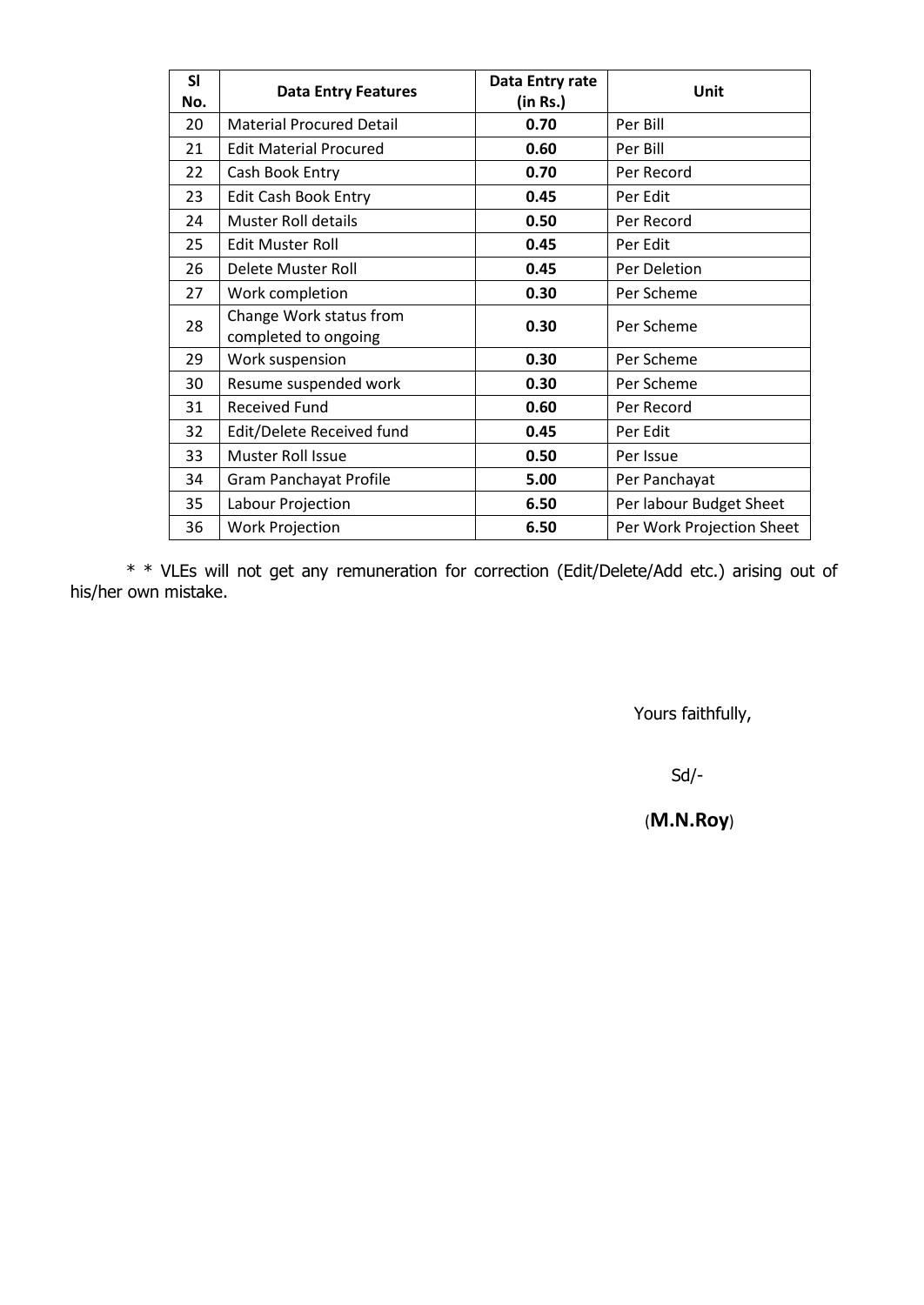| Sl No. | Data Entry Features | Data Entry rate (in Rs.) | Unit |
|---|---|---|---|
| 20 | Material Procured Detail | **0.70** | Per Bill |
| 21 | Edit Material Procured | **0.60** | Per Bill |
| 22 | Cash Book Entry | **0.70** | Per Record |
| 23 | Edit Cash Book Entry | **0.45** | Per Edit |
| 24 | Muster Roll details | **0.50** | Per Record |
| 25 | Edit Muster Roll | **0.45** | Per Edit |
| 26 | Delete Muster Roll | **0.45** | Per Deletion |
| 27 | Work completion | **0.30** | Per Scheme |
| 28 | Change Work status from completed to ongoing | **0.30** | Per Scheme |
| 29 | Work suspension | **0.30** | Per Scheme |
| 30 | Resume suspended work | **0.30** | Per Scheme |
| 31 | Received Fund | **0.60** | Per Record |
| 32 | Edit/Delete Received fund | **0.45** | Per Edit |
| 33 | Muster Roll Issue | **0.50** | Per Issue |
| 34 | Gram Panchayat Profile | **5.00** | Per Panchayat |
| 35 | Labour Projection | **6.50** | Per labour Budget Sheet |
| 36 | Work Projection | **6.50** | Per Work Projection Sheet |

* * VLEs will not get any remuneration for correction (Edit/Delete/Add etc.) arising out of his/her own mistake.

Yours faithfully,

Sd/-

(**M.N.Roy**)